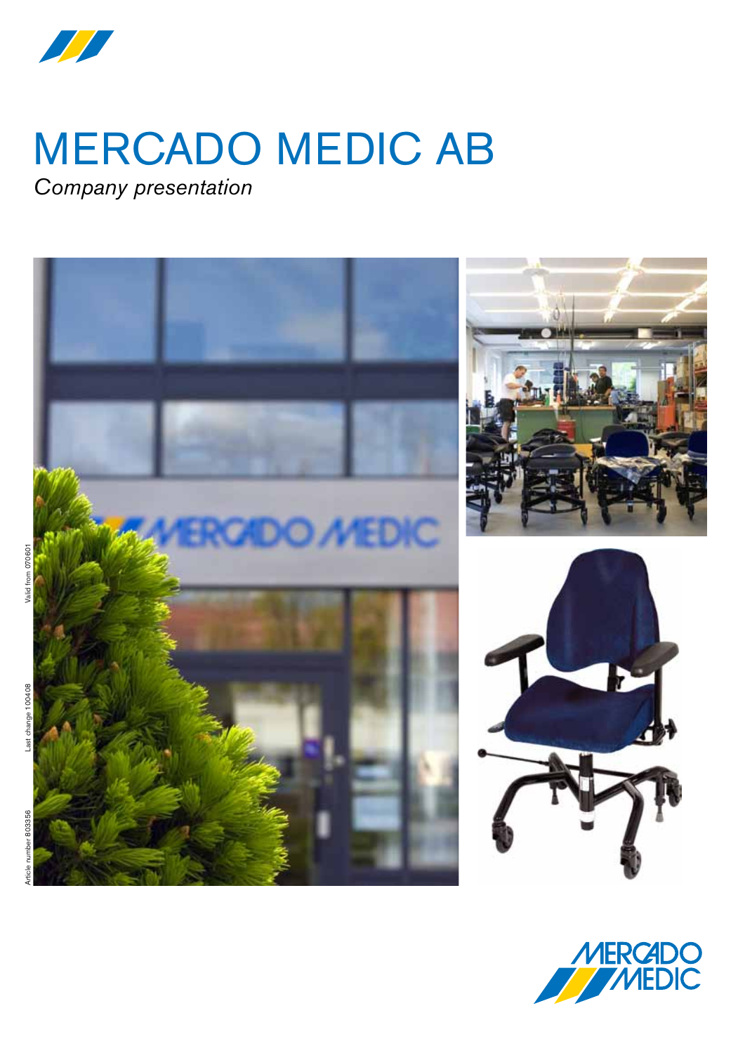# MERCADO MEDIC AB

*Company presentation*

Article number 803356 Last change 100408 Valid from 070601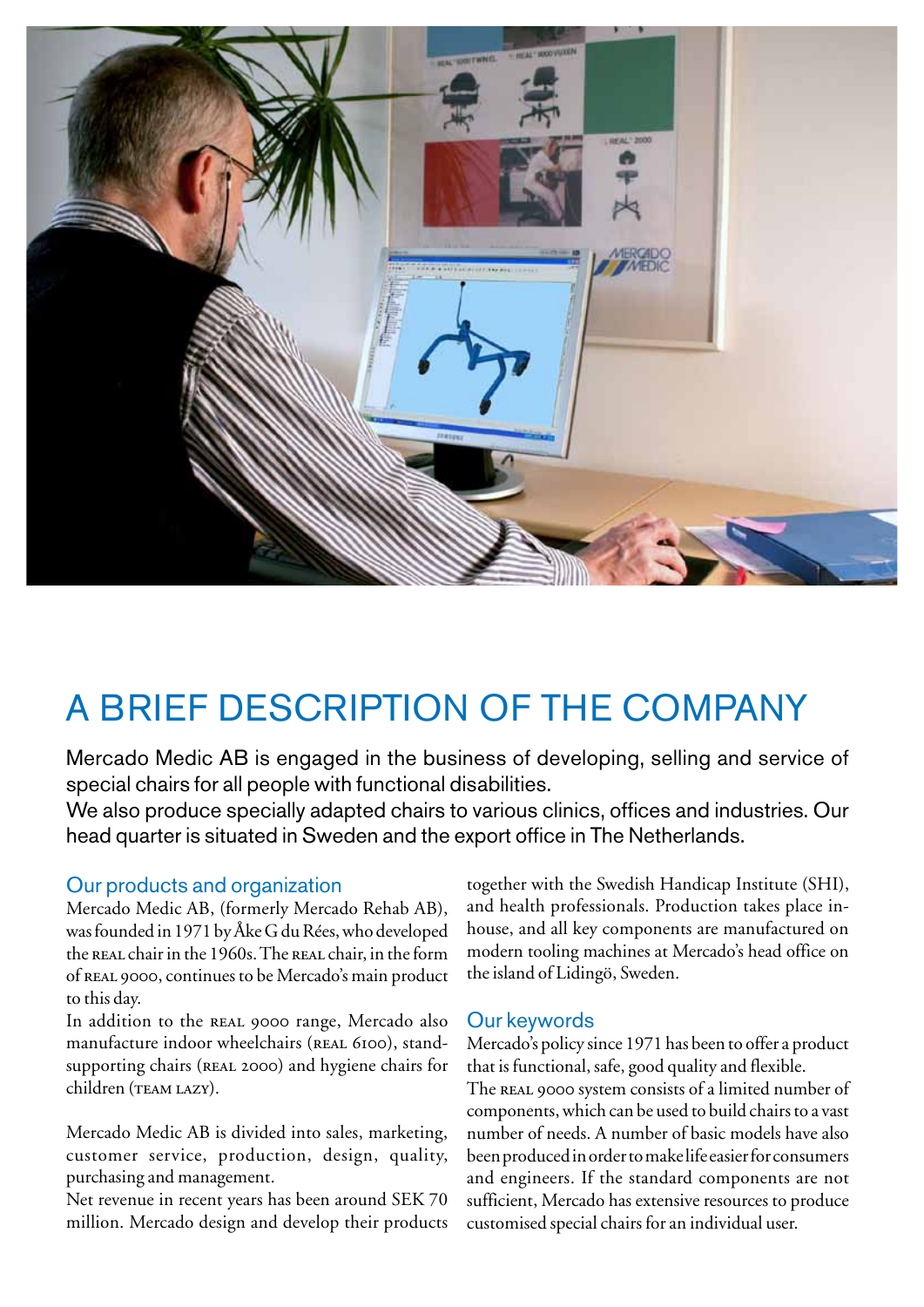# A BRIEF DESCRIPTION OF THE COMPANY

Mercado Medic AB is engaged in the business of developing, selling and service of special chairs for all people with functional disabilities.
We also produce specially adapted chairs to various clinics, offices and industries. Our head quarter is situated in Sweden and the export office in The Netherlands.

## Our products and organization

Mercado Medic AB, (formerly Mercado Rehab AB), was founded in 1971 by Åke G du Rées, who developed the REAL chair in the 1960s. The REAL chair, in the form of REAL 9000, continues to be Mercado's main product to this day.
In addition to the REAL 9000 range, Mercado also manufacture indoor wheelchairs (REAL 6100), stand-supporting chairs (REAL 2000) and hygiene chairs for children (TEAM LAZY).

Mercado Medic AB is divided into sales, marketing, customer service, production, design, quality, purchasing and management.
Net revenue in recent years has been around SEK 70 million. Mercado design and develop their products together with the Swedish Handicap Institute (SHI), and health professionals. Production takes place in-house, and all key components are manufactured on modern tooling machines at Mercado's head office on the island of Lidingö, Sweden.

## Our keywords

Mercado's policy since 1971 has been to offer a product that is functional, safe, good quality and flexible.
The REAL 9000 system consists of a limited number of components, which can be used to build chairs to a vast number of needs. A number of basic models have also been produced in order to make life easier for consumers and engineers. If the standard components are not sufficient, Mercado has extensive resources to produce customised special chairs for an individual user.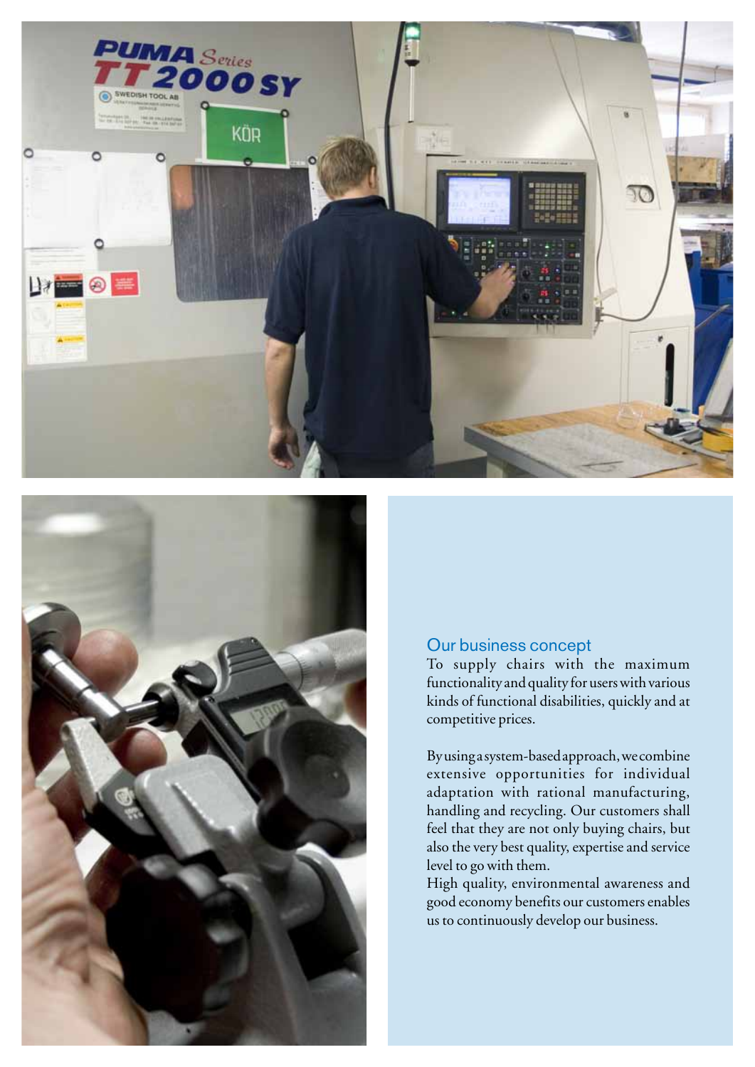## Our business concept

To supply chairs with the maximum functionality and quality for users with various kinds of functional disabilities, quickly and at competitive prices.

By using a system-based approach, we combine extensive opportunities for individual adaptation with rational manufacturing, handling and recycling. Our customers shall feel that they are not only buying chairs, but also the very best quality, expertise and service level to go with them.
High quality, environmental awareness and good economy benefits our customers enables us to continuously develop our business.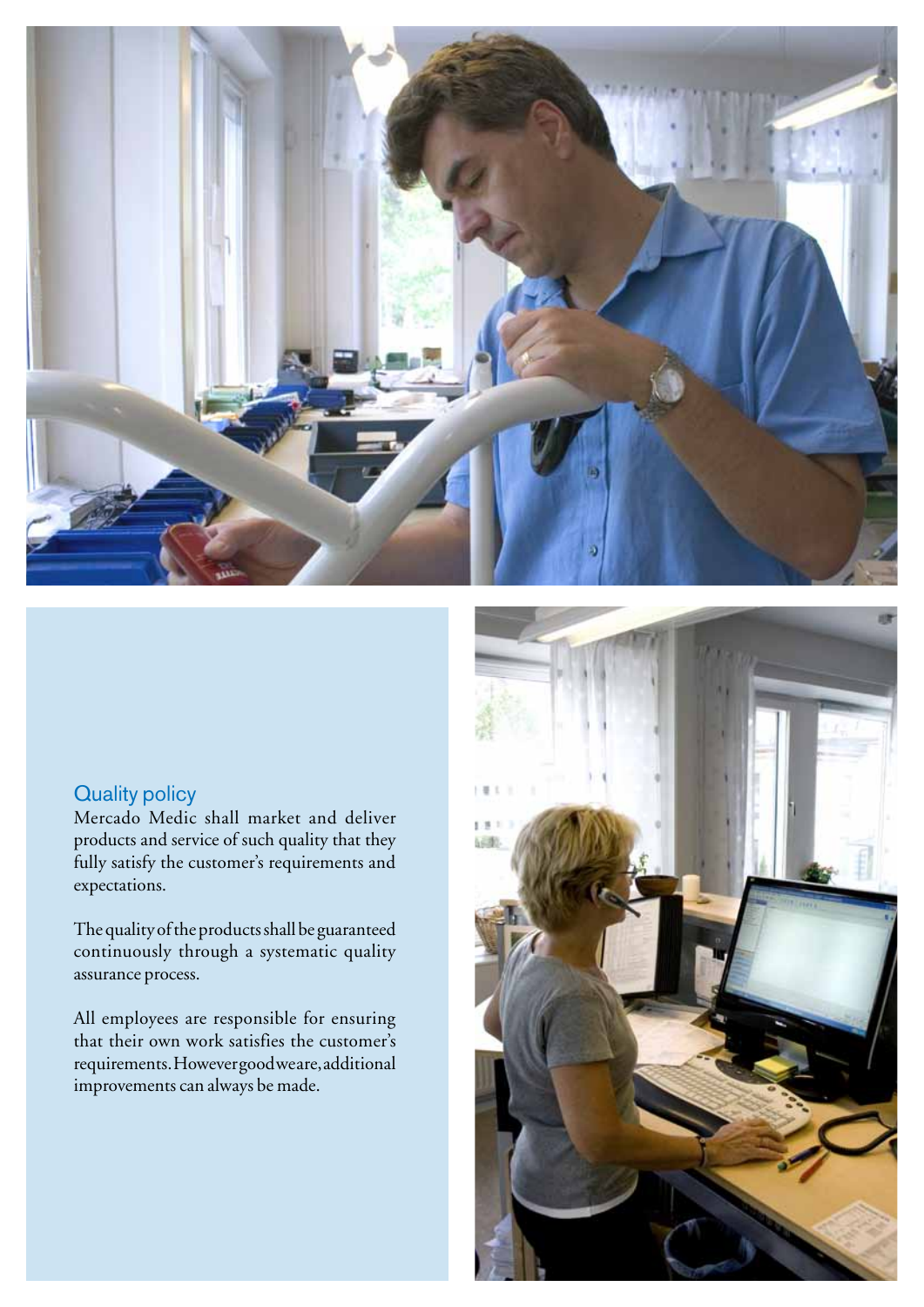## Quality policy

Mercado Medic shall market and deliver products and service of such quality that they fully satisfy the customer's requirements and expectations.

The quality of the products shall be guaranteed continuously through a systematic quality assurance process.

All employees are responsible for ensuring that their own work satisfies the customer's requirements. However good we are, additional improvements can always be made.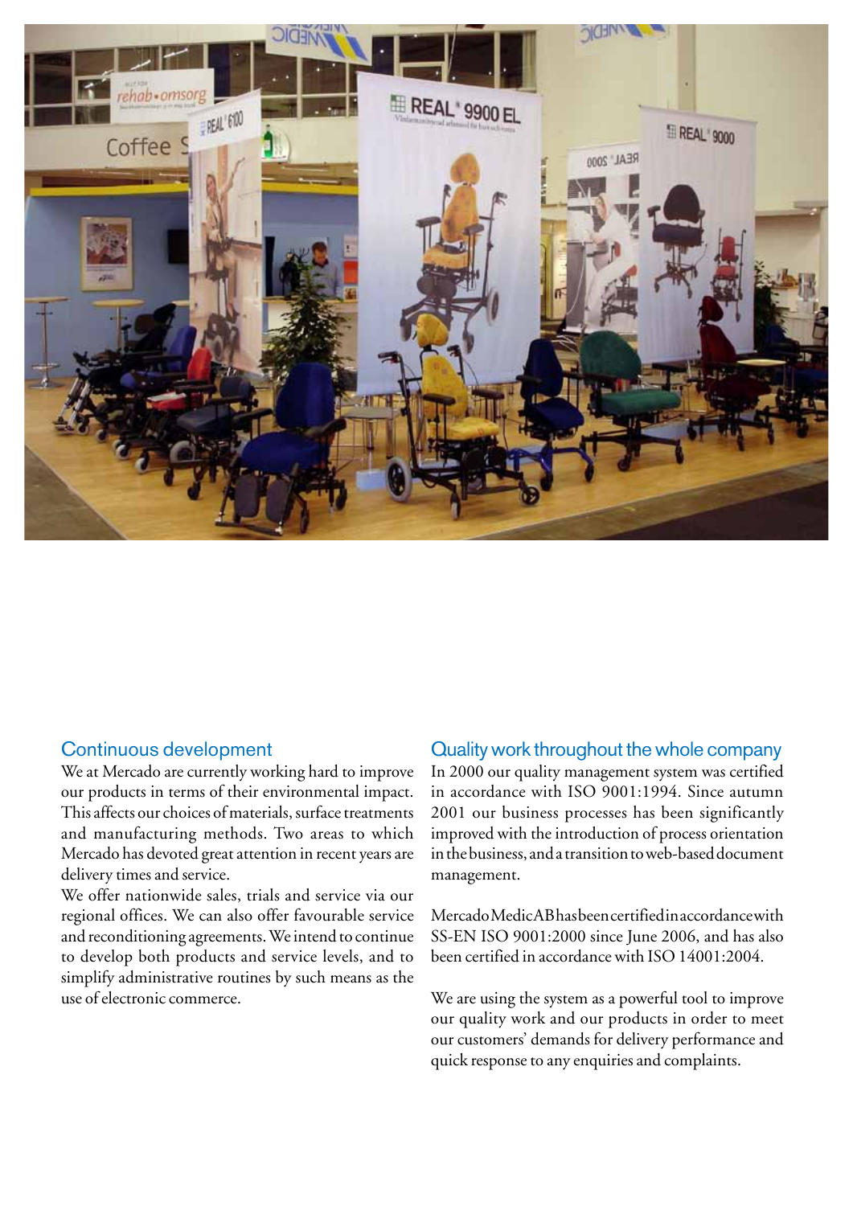## Continuous development

We at Mercado are currently working hard to improve our products in terms of their environmental impact. This affects our choices of materials, surface treatments and manufacturing methods. Two areas to which Mercado has devoted great attention in recent years are delivery times and service.

We offer nationwide sales, trials and service via our regional offices. We can also offer favourable service and reconditioning agreements. We intend to continue to develop both products and service levels, and to simplify administrative routines by such means as the use of electronic commerce.

## Quality work throughout the whole company

In 2000 our quality management system was certified in accordance with ISO 9001:1994. Since autumn 2001 our business processes has been significantly improved with the introduction of process orientation in the business, and a transition to web-based document management.

Mercado Medic AB has been certified in accordance with SS-EN ISO 9001:2000 since June 2006, and has also been certified in accordance with ISO 14001:2004.

We are using the system as a powerful tool to improve our quality work and our products in order to meet our customers' demands for delivery performance and quick response to any enquiries and complaints.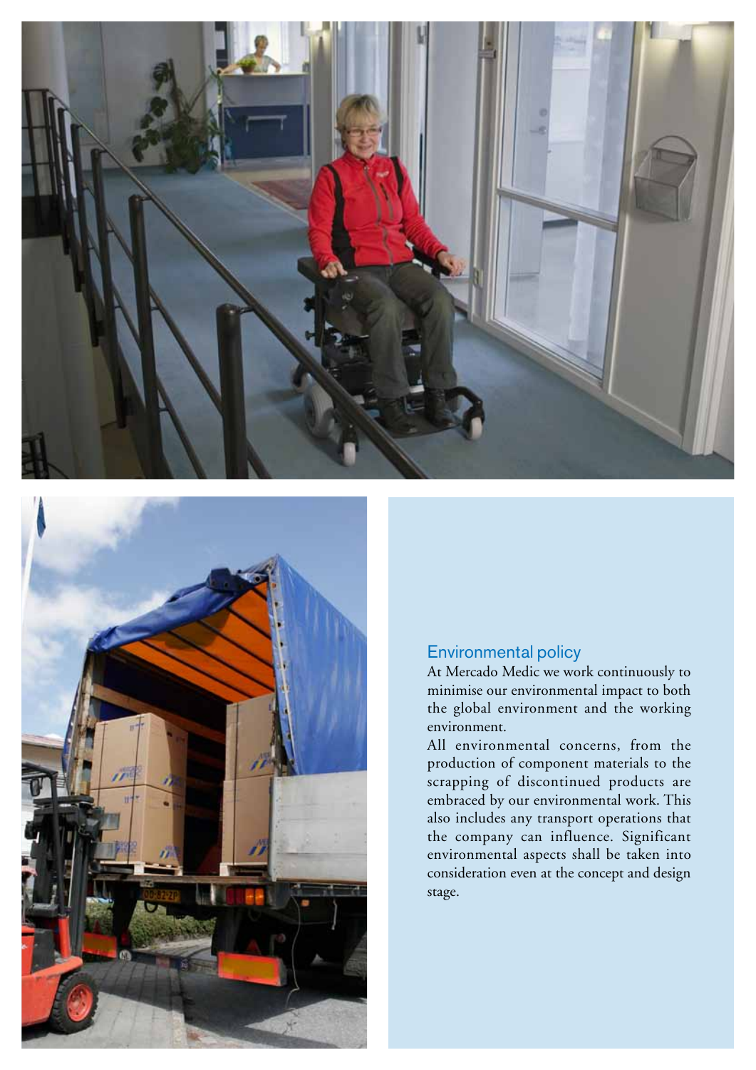## Environmental policy

At Mercado Medic we work continuously to minimise our environmental impact to both the global environment and the working environment.

All environmental concerns, from the production of component materials to the scrapping of discontinued products are embraced by our environmental work. This also includes any transport operations that the company can influence. Significant environmental aspects shall be taken into consideration even at the concept and design stage.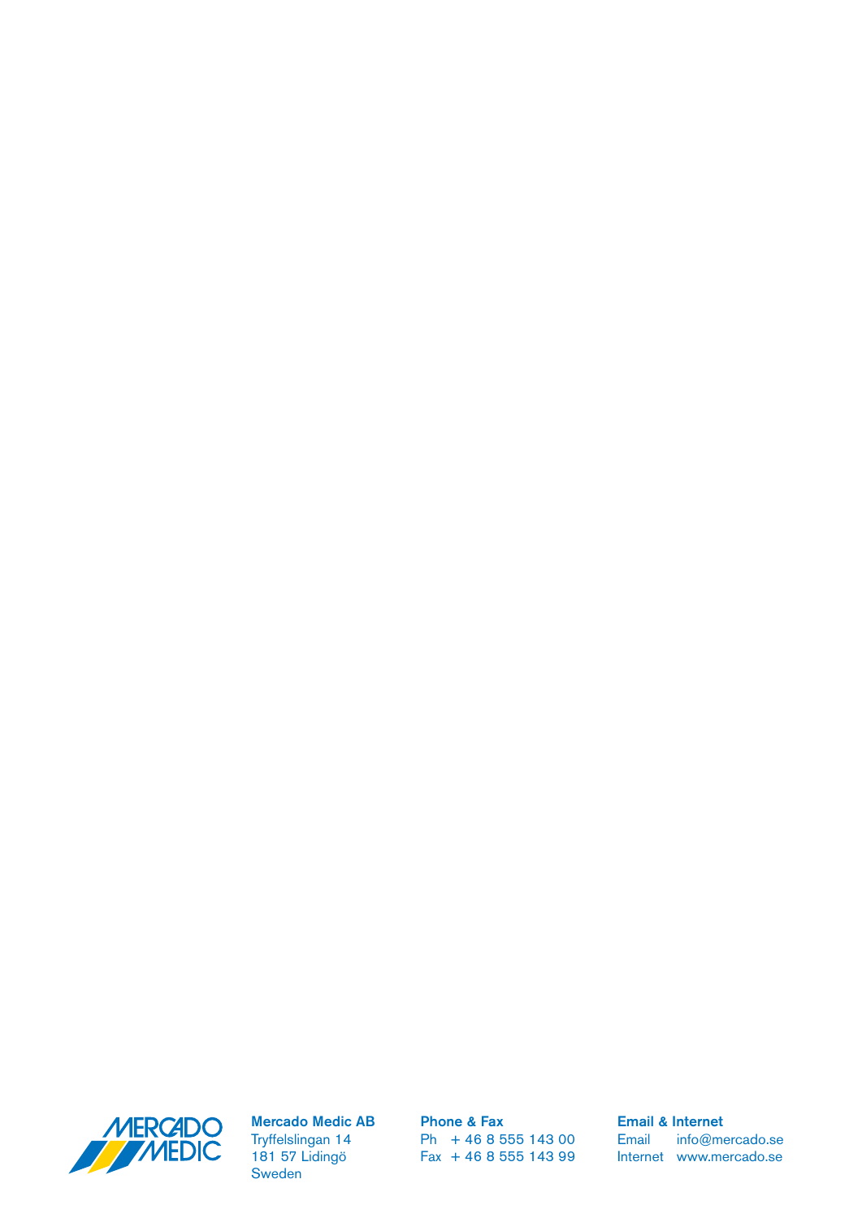**Mercado Medic AB**
Tryffelslingan 14
181 57 Lidingö
Sweden

**Phone & Fax**
Ph + 46 8 555 143 00
Fax + 46 8 555 143 99

**Email & Internet**
Email info@mercado.se
Internet www.mercado.se